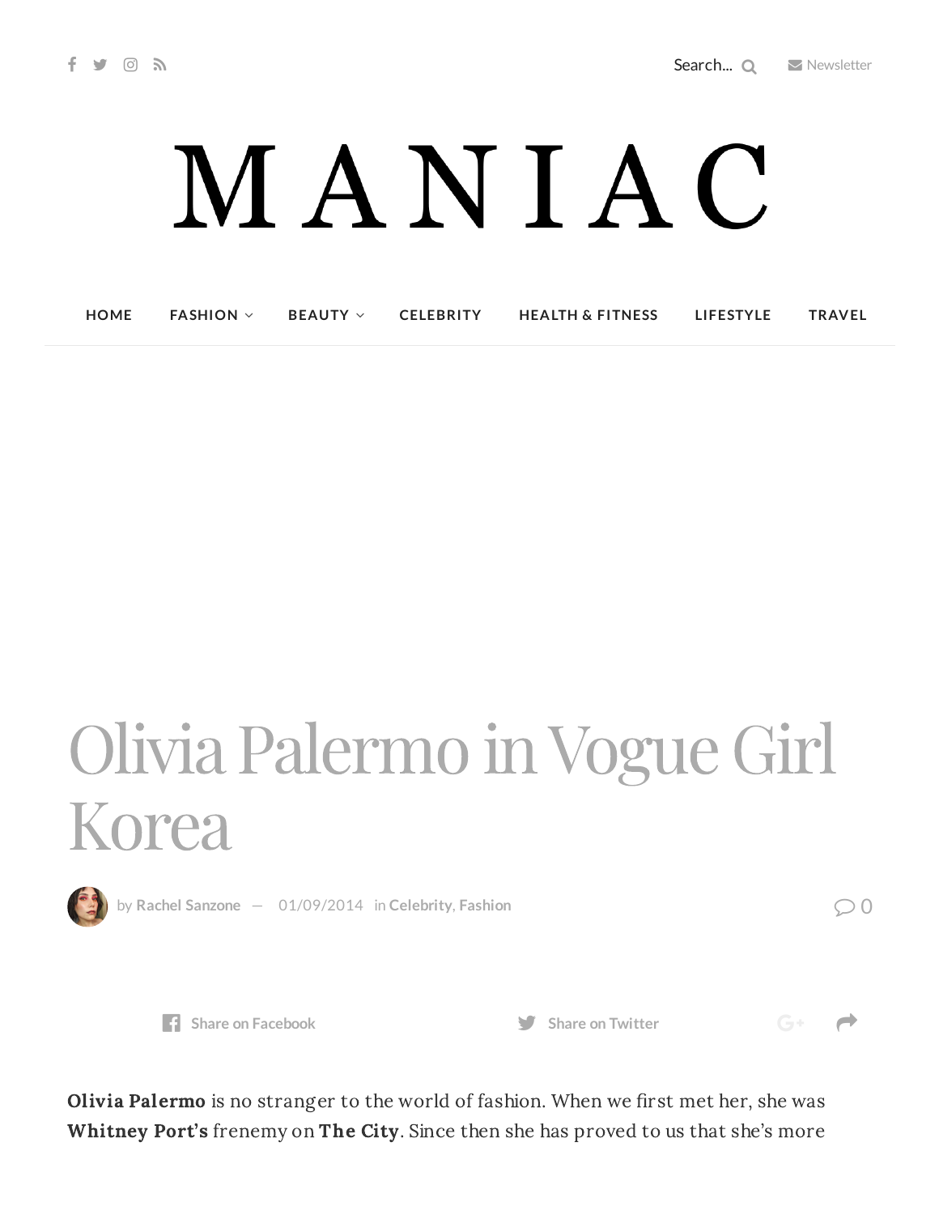# Olivia Palermo in Vogue Girl Korea

by **Rachel Sanzone** — 01/09/2014 in **Celebrity**, **Fashion**

**Olivia Palermo** is no stranger to the world of fashion. When we first met her, she was **Whitney Port's** frenemy on **The City**. Since then she has proved to us that she's more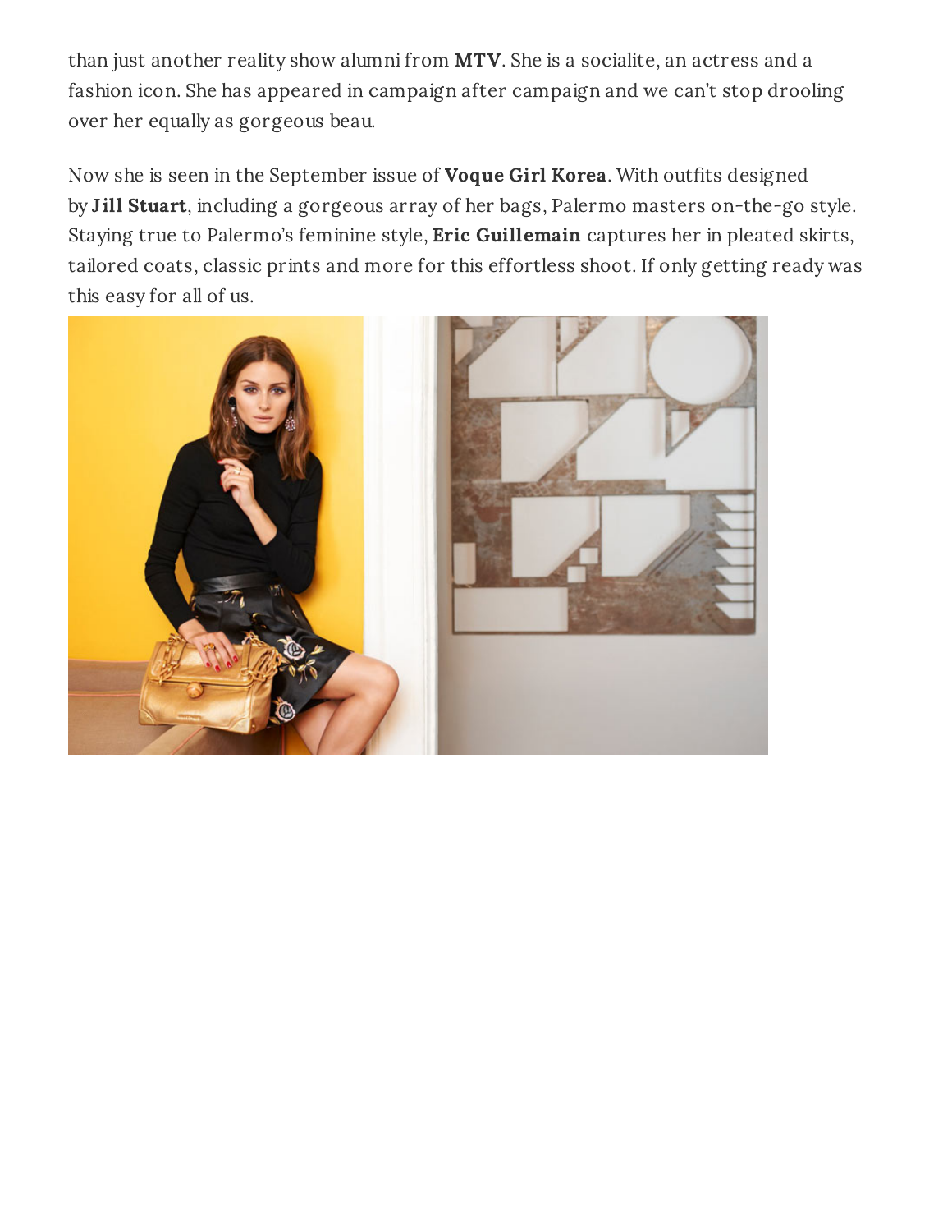than just another reality show alumni from **MTV**. She is a socialite, an actress and a fashion icon. She has appeared in campaign after campaign and we can't stop drooling over her equally as gorgeous beau.

Now she is seen in the September issue of **Voque Girl Korea**. With outfits designed by **Jill Stuart**, including a gorgeous array of her bags, Palermo masters on-the-go style. Staying true to Palermo's feminine style, **Eric Guillemain** captures her in pleated skirts, tailored coats, classic prints and more for this effortless shoot. If only getting ready was this easy for all of us.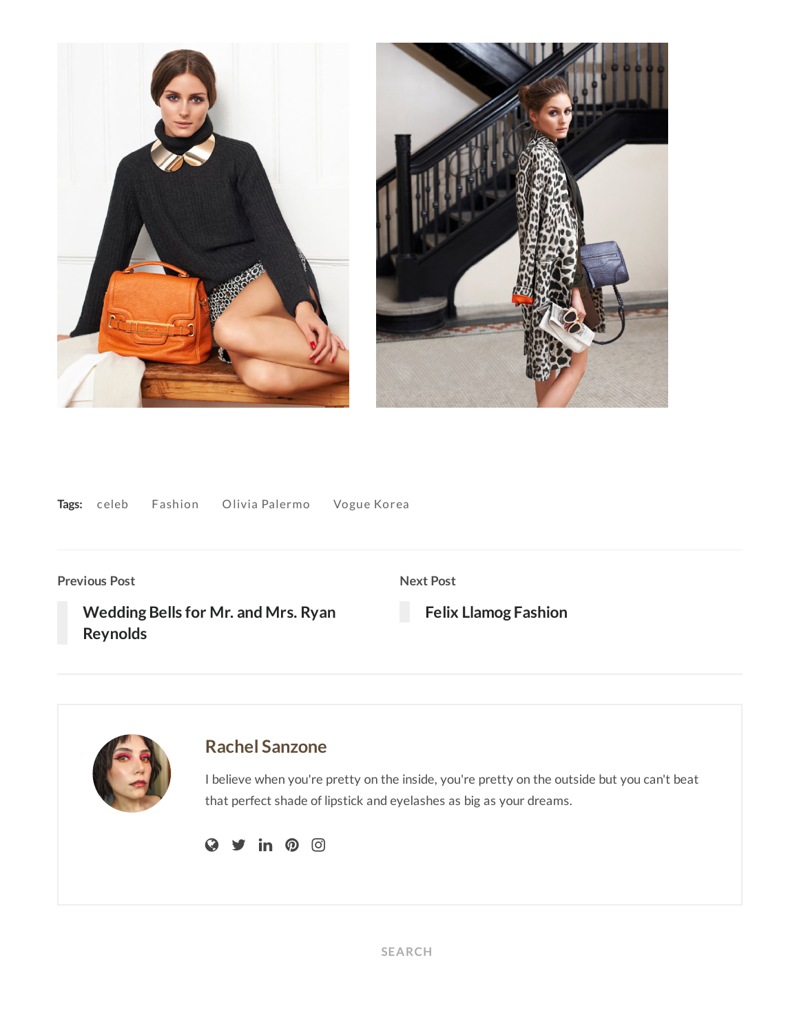Tags: celeb Fashion Olivia Palermo Vogue Korea

Previous Post

**Wedding Bells for Mr. and Mrs. Ryan Reynolds**

Next Post

**Felix Llamog Fashion**

## Rachel Sanzone

I believe when you're pretty on the inside, you're pretty on the outside but you can't beat that perfect shade of lipstick and eyelashes as big as your dreams.

SEARCH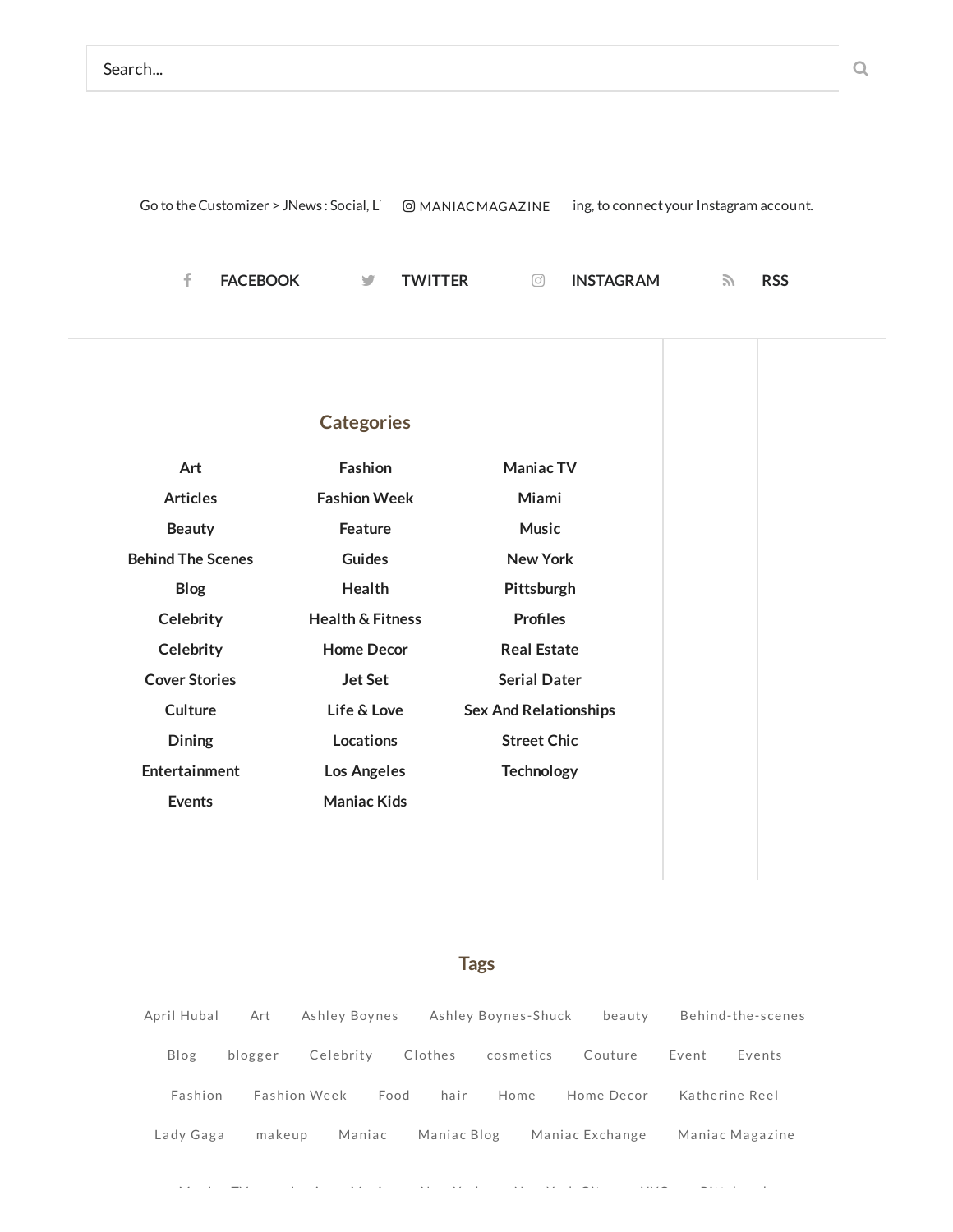Search...

Go to the Customizer > JNews : Social, Li MANIACMAGAZINE ing, to connect your Instagram account.

FACEBOOK TWITTER INSTAGRAM RSS

## Categories

Art
Articles
Beauty
Behind The Scenes
Blog
Celebrity
Celebrity
Cover Stories
Culture
Dining
Entertainment
Events
Fashion
Fashion Week
Feature
Guides
Health
Health & Fitness
Home Decor
Jet Set
Life & Love
Locations
Los Angeles
Maniac Kids
Maniac TV
Miami
Music
New York
Pittsburgh
Profiles
Real Estate
Serial Dater
Sex And Relationships
Street Chic
Technology

## Tags

April Hubal Art Ashley Boynes Ashley Boynes-Shuck beauty Behind-the-scenes Blog blogger Celebrity Clothes cosmetics Couture Event Events Fashion Fashion Week Food hair Home Home Decor Katherine Reel Lady Gaga makeup Maniac Maniac Blog Maniac Exchange Maniac Magazine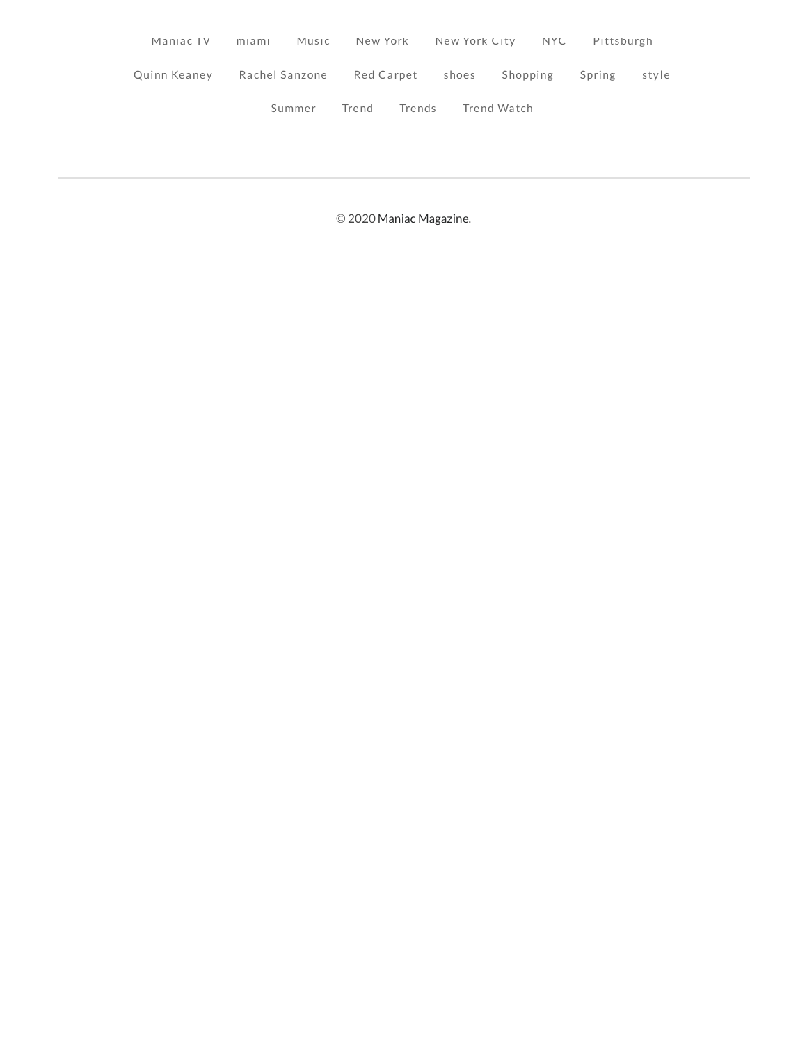Maniac TV miami Music New York New York City NYC Pittsburgh

Quinn Keaney Rachel Sanzone Red Carpet shoes Shopping Spring style

Summer Trend Trends Trend Watch

---

© 2020 Maniac Magazine.